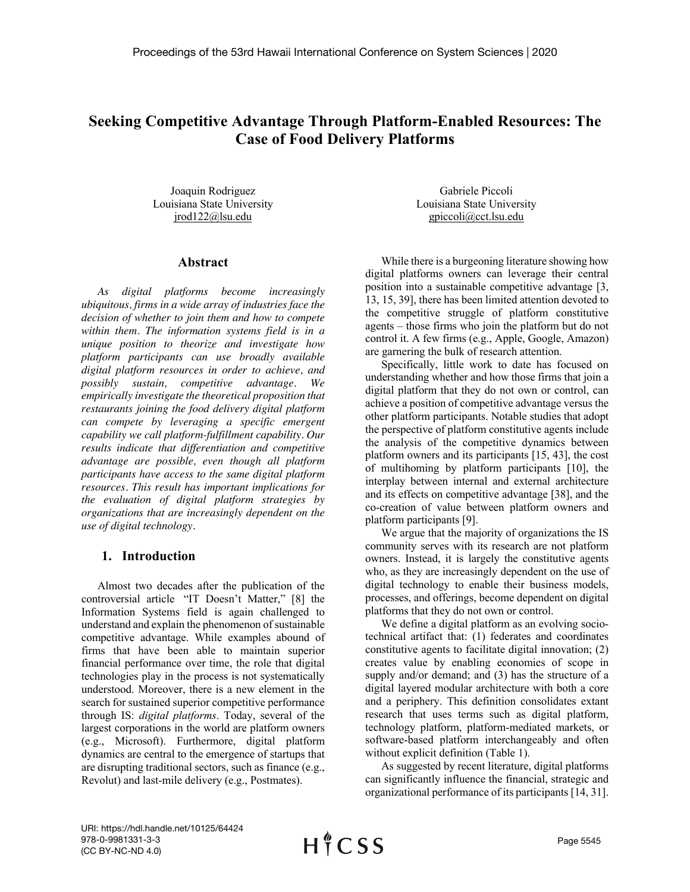# Seeking Competitive Advantage Through Platform-Enabled Resources: The Case of Food Delivery Platforms

Joaquin Rodriguez
Louisiana State University
jrod122@lsu.edu

Gabriele Piccoli
Louisiana State University
gpiccoli@cct.lsu.edu

## Abstract

*As digital platforms become increasingly ubiquitous, firms in a wide array of industries face the decision of whether to join them and how to compete within them. The information systems field is in a unique position to theorize and investigate how platform participants can use broadly available digital platform resources in order to achieve, and possibly sustain, competitive advantage. We empirically investigate the theoretical proposition that restaurants joining the food delivery digital platform can compete by leveraging a specific emergent capability we call platform-fulfillment capability. Our results indicate that differentiation and competitive advantage are possible, even though all platform participants have access to the same digital platform resources. This result has important implications for the evaluation of digital platform strategies by organizations that are increasingly dependent on the use of digital technology.*

## 1. Introduction

Almost two decades after the publication of the controversial article "IT Doesn't Matter," [8] the Information Systems field is again challenged to understand and explain the phenomenon of sustainable competitive advantage. While examples abound of firms that have been able to maintain superior financial performance over time, the role that digital technologies play in the process is not systematically understood. Moreover, there is a new element in the search for sustained superior competitive performance through IS: *digital platforms*. Today, several of the largest corporations in the world are platform owners (e.g., Microsoft). Furthermore, digital platform dynamics are central to the emergence of startups that are disrupting traditional sectors, such as finance (e.g., Revolut) and last-mile delivery (e.g., Postmates).

While there is a burgeoning literature showing how digital platforms owners can leverage their central position into a sustainable competitive advantage [3, 13, 15, 39], there has been limited attention devoted to the competitive struggle of platform constitutive agents – those firms who join the platform but do not control it. A few firms (e.g., Apple, Google, Amazon) are garnering the bulk of research attention.

Specifically, little work to date has focused on understanding whether and how those firms that join a digital platform that they do not own or control, can achieve a position of competitive advantage versus the other platform participants. Notable studies that adopt the perspective of platform constitutive agents include the analysis of the competitive dynamics between platform owners and its participants [15, 43], the cost of multihoming by platform participants [10], the interplay between internal and external architecture and its effects on competitive advantage [38], and the co-creation of value between platform owners and platform participants [9].

We argue that the majority of organizations the IS community serves with its research are not platform owners. Instead, it is largely the constitutive agents who, as they are increasingly dependent on the use of digital technology to enable their business models, processes, and offerings, become dependent on digital platforms that they do not own or control.

We define a digital platform as an evolving socio-technical artifact that: (1) federates and coordinates constitutive agents to facilitate digital innovation; (2) creates value by enabling economies of scope in supply and/or demand; and (3) has the structure of a digital layered modular architecture with both a core and a periphery. This definition consolidates extant research that uses terms such as digital platform, technology platform, platform-mediated markets, or software-based platform interchangeably and often without explicit definition (Table 1).

As suggested by recent literature, digital platforms can significantly influence the financial, strategic and organizational performance of its participants [14, 31].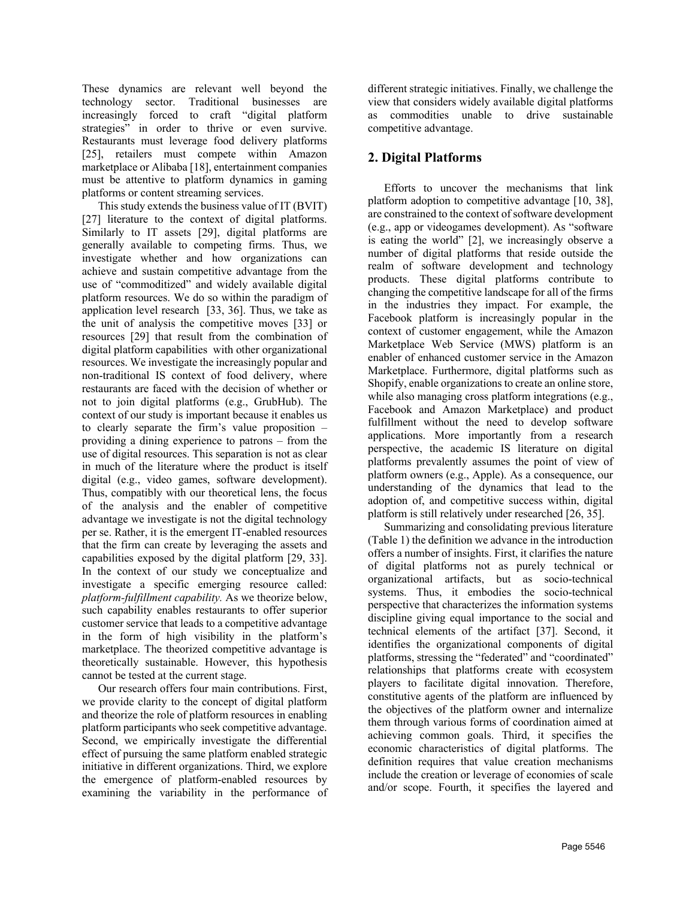These dynamics are relevant well beyond the technology sector. Traditional businesses are increasingly forced to craft "digital platform strategies" in order to thrive or even survive. Restaurants must leverage food delivery platforms [25], retailers must compete within Amazon marketplace or Alibaba [18], entertainment companies must be attentive to platform dynamics in gaming platforms or content streaming services.

This study extends the business value of IT (BVIT) [27] literature to the context of digital platforms. Similarly to IT assets [29], digital platforms are generally available to competing firms. Thus, we investigate whether and how organizations can achieve and sustain competitive advantage from the use of "commoditized" and widely available digital platform resources. We do so within the paradigm of application level research [33, 36]. Thus, we take as the unit of analysis the competitive moves [33] or resources [29] that result from the combination of digital platform capabilities with other organizational resources. We investigate the increasingly popular and non-traditional IS context of food delivery, where restaurants are faced with the decision of whether or not to join digital platforms (e.g., GrubHub). The context of our study is important because it enables us to clearly separate the firm's value proposition – providing a dining experience to patrons – from the use of digital resources. This separation is not as clear in much of the literature where the product is itself digital (e.g., video games, software development). Thus, compatibly with our theoretical lens, the focus of the analysis and the enabler of competitive advantage we investigate is not the digital technology per se. Rather, it is the emergent IT-enabled resources that the firm can create by leveraging the assets and capabilities exposed by the digital platform [29, 33]. In the context of our study we conceptualize and investigate a specific emerging resource called: *platform-fulfillment capability.* As we theorize below, such capability enables restaurants to offer superior customer service that leads to a competitive advantage in the form of high visibility in the platform's marketplace. The theorized competitive advantage is theoretically sustainable. However, this hypothesis cannot be tested at the current stage.

Our research offers four main contributions. First, we provide clarity to the concept of digital platform and theorize the role of platform resources in enabling platform participants who seek competitive advantage. Second, we empirically investigate the differential effect of pursuing the same platform enabled strategic initiative in different organizations. Third, we explore the emergence of platform-enabled resources by examining the variability in the performance of different strategic initiatives. Finally, we challenge the view that considers widely available digital platforms as commodities unable to drive sustainable competitive advantage.

## 2. Digital Platforms

Efforts to uncover the mechanisms that link platform adoption to competitive advantage [10, 38], are constrained to the context of software development (e.g., app or videogames development). As "software is eating the world" [2], we increasingly observe a number of digital platforms that reside outside the realm of software development and technology products. These digital platforms contribute to changing the competitive landscape for all of the firms in the industries they impact. For example, the Facebook platform is increasingly popular in the context of customer engagement, while the Amazon Marketplace Web Service (MWS) platform is an enabler of enhanced customer service in the Amazon Marketplace. Furthermore, digital platforms such as Shopify, enable organizations to create an online store, while also managing cross platform integrations (e.g., Facebook and Amazon Marketplace) and product fulfillment without the need to develop software applications. More importantly from a research perspective, the academic IS literature on digital platforms prevalently assumes the point of view of platform owners (e.g., Apple). As a consequence, our understanding of the dynamics that lead to the adoption of, and competitive success within, digital platform is still relatively under researched [26, 35].

Summarizing and consolidating previous literature (Table 1) the definition we advance in the introduction offers a number of insights. First, it clarifies the nature of digital platforms not as purely technical or organizational artifacts, but as socio-technical systems. Thus, it embodies the socio-technical perspective that characterizes the information systems discipline giving equal importance to the social and technical elements of the artifact [37]. Second, it identifies the organizational components of digital platforms, stressing the "federated" and "coordinated" relationships that platforms create with ecosystem players to facilitate digital innovation. Therefore, constitutive agents of the platform are influenced by the objectives of the platform owner and internalize them through various forms of coordination aimed at achieving common goals. Third, it specifies the economic characteristics of digital platforms. The definition requires that value creation mechanisms include the creation or leverage of economies of scale and/or scope. Fourth, it specifies the layered and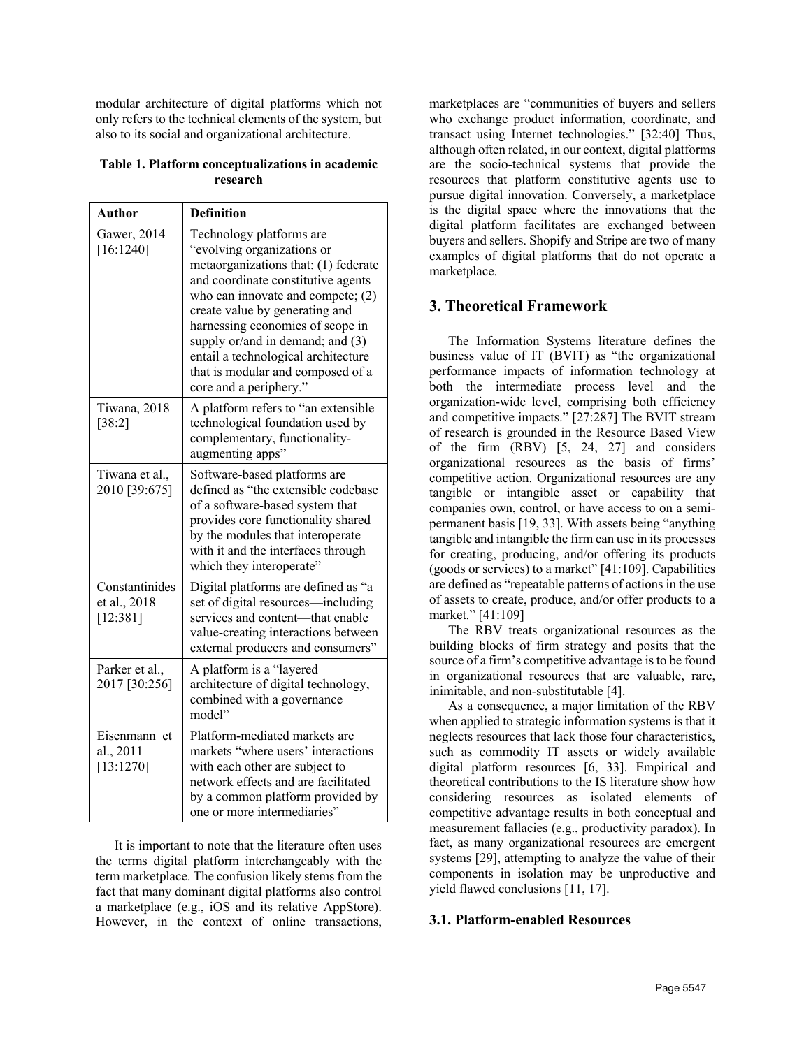modular architecture of digital platforms which not only refers to the technical elements of the system, but also to its social and organizational architecture.

**Table 1. Platform conceptualizations in academic research**

| Author | Definition |
| --- | --- |
| Gawer, 2014 [16:1240] | Technology platforms are "evolving organizations or metaorganizations that: (1) federate and coordinate constitutive agents who can innovate and compete; (2) create value by generating and harnessing economies of scope in supply or/and in demand; and (3) entail a technological architecture that is modular and composed of a core and a periphery." |
| Tiwana, 2018 [38:2] | A platform refers to "an extensible technological foundation used by complementary, functionality-augmenting apps" |
| Tiwana et al., 2010 [39:675] | Software-based platforms are defined as "the extensible codebase of a software-based system that provides core functionality shared by the modules that interoperate with it and the interfaces through which they interoperate" |
| Constantinides et al., 2018 [12:381] | Digital platforms are defined as "a set of digital resources—including services and content—that enable value-creating interactions between external producers and consumers" |
| Parker et al., 2017 [30:256] | A platform is a "layered architecture of digital technology, combined with a governance model" |
| Eisenmann et al., 2011 [13:1270] | Platform-mediated markets are markets "where users' interactions with each other are subject to network effects and are facilitated by a common platform provided by one or more intermediaries" |

It is important to note that the literature often uses the terms digital platform interchangeably with the term marketplace. The confusion likely stems from the fact that many dominant digital platforms also control a marketplace (e.g., iOS and its relative AppStore). However, in the context of online transactions, marketplaces are "communities of buyers and sellers who exchange product information, coordinate, and transact using Internet technologies." [32:40] Thus, although often related, in our context, digital platforms are the socio-technical systems that provide the resources that platform constitutive agents use to pursue digital innovation. Conversely, a marketplace is the digital space where the innovations that the digital platform facilitates are exchanged between buyers and sellers. Shopify and Stripe are two of many examples of digital platforms that do not operate a marketplace.

## 3. Theoretical Framework

The Information Systems literature defines the business value of IT (BVIT) as "the organizational performance impacts of information technology at both the intermediate process level and the organization-wide level, comprising both efficiency and competitive impacts." [27:287] The BVIT stream of research is grounded in the Resource Based View of the firm (RBV) [5, 24, 27] and considers organizational resources as the basis of firms' competitive action. Organizational resources are any tangible or intangible asset or capability that companies own, control, or have access to on a semi-permanent basis [19, 33]. With assets being "anything tangible and intangible the firm can use in its processes for creating, producing, and/or offering its products (goods or services) to a market" [41:109]. Capabilities are defined as "repeatable patterns of actions in the use of assets to create, produce, and/or offer products to a market." [41:109]

The RBV treats organizational resources as the building blocks of firm strategy and posits that the source of a firm's competitive advantage is to be found in organizational resources that are valuable, rare, inimitable, and non-substitutable [4].

As a consequence, a major limitation of the RBV when applied to strategic information systems is that it neglects resources that lack those four characteristics, such as commodity IT assets or widely available digital platform resources [6, 33]. Empirical and theoretical contributions to the IS literature show how considering resources as isolated elements of competitive advantage results in both conceptual and measurement fallacies (e.g., productivity paradox). In fact, as many organizational resources are emergent systems [29], attempting to analyze the value of their components in isolation may be unproductive and yield flawed conclusions [11, 17].

### 3.1. Platform-enabled Resources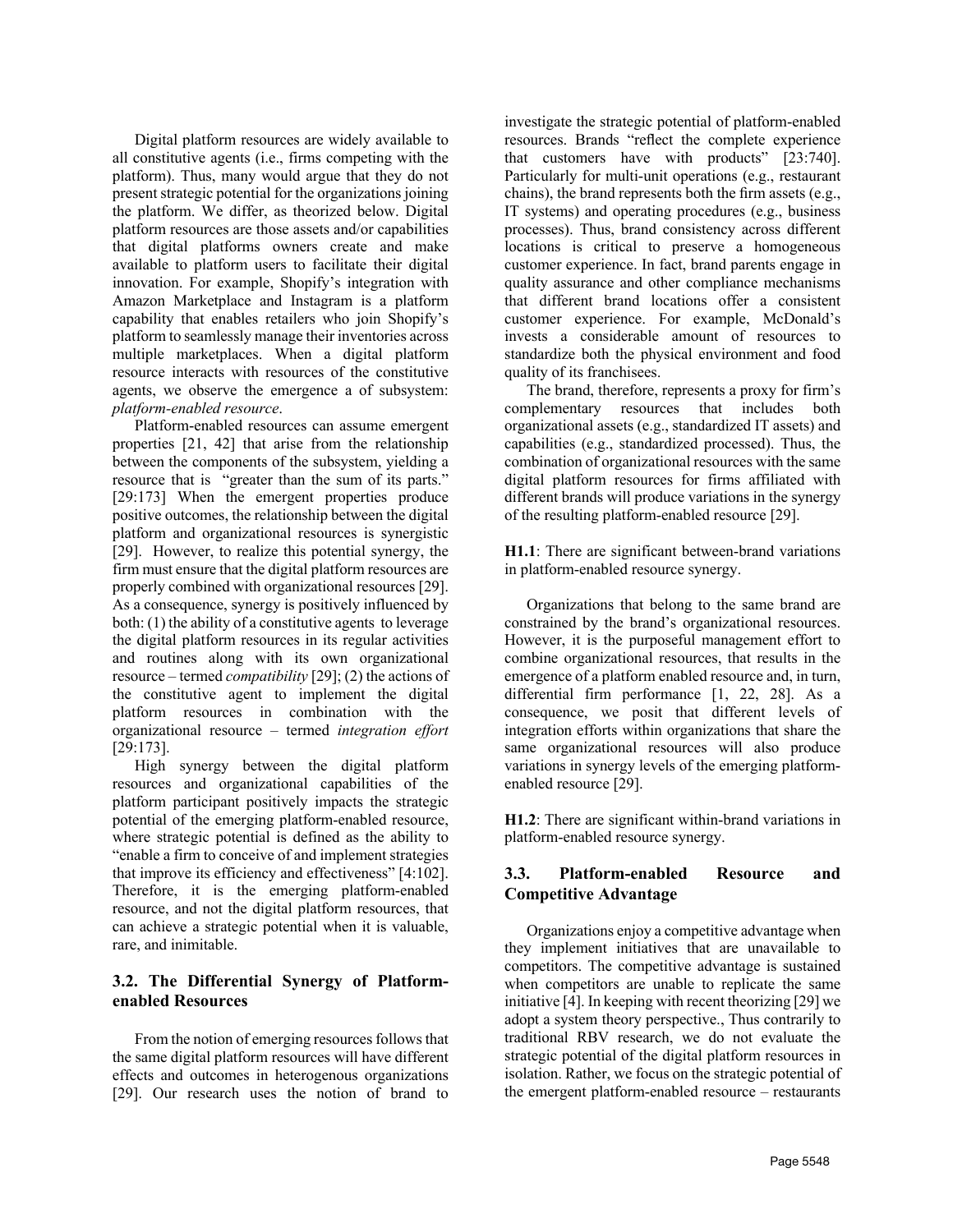Digital platform resources are widely available to all constitutive agents (i.e., firms competing with the platform). Thus, many would argue that they do not present strategic potential for the organizations joining the platform. We differ, as theorized below. Digital platform resources are those assets and/or capabilities that digital platforms owners create and make available to platform users to facilitate their digital innovation. For example, Shopify's integration with Amazon Marketplace and Instagram is a platform capability that enables retailers who join Shopify's platform to seamlessly manage their inventories across multiple marketplaces. When a digital platform resource interacts with resources of the constitutive agents, we observe the emergence a of subsystem: *platform-enabled resource*.

Platform-enabled resources can assume emergent properties [21, 42] that arise from the relationship between the components of the subsystem, yielding a resource that is "greater than the sum of its parts." [29:173] When the emergent properties produce positive outcomes, the relationship between the digital platform and organizational resources is synergistic [29]. However, to realize this potential synergy, the firm must ensure that the digital platform resources are properly combined with organizational resources [29]. As a consequence, synergy is positively influenced by both: (1) the ability of a constitutive agents to leverage the digital platform resources in its regular activities and routines along with its own organizational resource – termed *compatibility* [29]; (2) the actions of the constitutive agent to implement the digital platform resources in combination with the organizational resource – termed *integration effort* [29:173].

High synergy between the digital platform resources and organizational capabilities of the platform participant positively impacts the strategic potential of the emerging platform-enabled resource, where strategic potential is defined as the ability to "enable a firm to conceive of and implement strategies that improve its efficiency and effectiveness" [4:102]. Therefore, it is the emerging platform-enabled resource, and not the digital platform resources, that can achieve a strategic potential when it is valuable, rare, and inimitable.

### 3.2. The Differential Synergy of Platform-enabled Resources

From the notion of emerging resources follows that the same digital platform resources will have different effects and outcomes in heterogenous organizations [29]. Our research uses the notion of brand to investigate the strategic potential of platform-enabled resources. Brands "reflect the complete experience that customers have with products" [23:740]. Particularly for multi-unit operations (e.g., restaurant chains), the brand represents both the firm assets (e.g., IT systems) and operating procedures (e.g., business processes). Thus, brand consistency across different locations is critical to preserve a homogeneous customer experience. In fact, brand parents engage in quality assurance and other compliance mechanisms that different brand locations offer a consistent customer experience. For example, McDonald's invests a considerable amount of resources to standardize both the physical environment and food quality of its franchisees.

The brand, therefore, represents a proxy for firm's complementary resources that includes both organizational assets (e.g., standardized IT assets) and capabilities (e.g., standardized processed). Thus, the combination of organizational resources with the same digital platform resources for firms affiliated with different brands will produce variations in the synergy of the resulting platform-enabled resource [29].

**H1.1**: There are significant between-brand variations in platform-enabled resource synergy.

Organizations that belong to the same brand are constrained by the brand's organizational resources. However, it is the purposeful management effort to combine organizational resources, that results in the emergence of a platform enabled resource and, in turn, differential firm performance [1, 22, 28]. As a consequence, we posit that different levels of integration efforts within organizations that share the same organizational resources will also produce variations in synergy levels of the emerging platform-enabled resource [29].

**H1.2**: There are significant within-brand variations in platform-enabled resource synergy.

### 3.3. Platform-enabled Resource and Competitive Advantage

Organizations enjoy a competitive advantage when they implement initiatives that are unavailable to competitors. The competitive advantage is sustained when competitors are unable to replicate the same initiative [4]. In keeping with recent theorizing [29] we adopt a system theory perspective., Thus contrarily to traditional RBV research, we do not evaluate the strategic potential of the digital platform resources in isolation. Rather, we focus on the strategic potential of the emergent platform-enabled resource – restaurants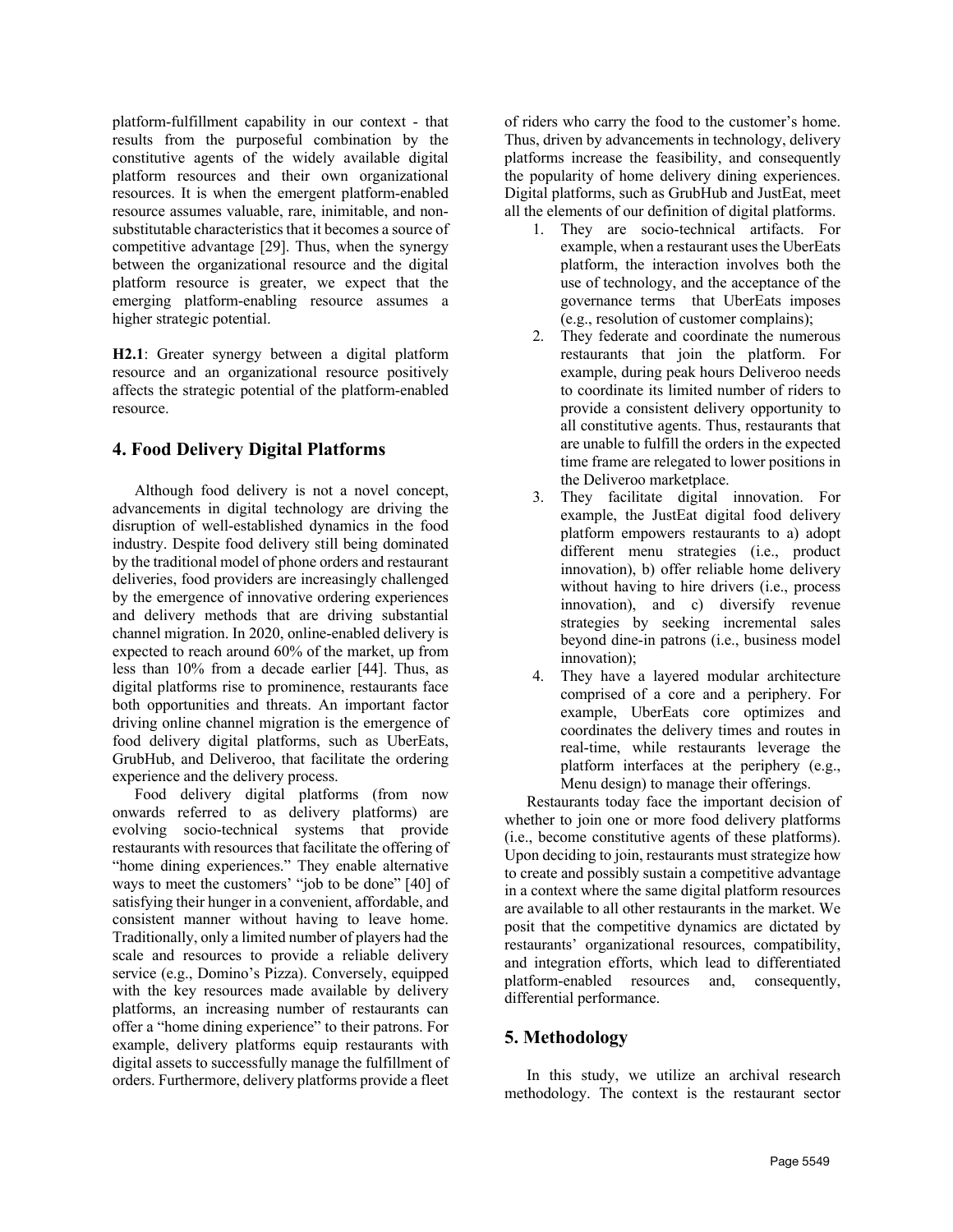platform-fulfillment capability in our context - that results from the purposeful combination by the constitutive agents of the widely available digital platform resources and their own organizational resources. It is when the emergent platform-enabled resource assumes valuable, rare, inimitable, and non-substitutable characteristics that it becomes a source of competitive advantage [29]. Thus, when the synergy between the organizational resource and the digital platform resource is greater, we expect that the emerging platform-enabling resource assumes a higher strategic potential.

**H2.1**: Greater synergy between a digital platform resource and an organizational resource positively affects the strategic potential of the platform-enabled resource.

## 4. Food Delivery Digital Platforms

Although food delivery is not a novel concept, advancements in digital technology are driving the disruption of well-established dynamics in the food industry. Despite food delivery still being dominated by the traditional model of phone orders and restaurant deliveries, food providers are increasingly challenged by the emergence of innovative ordering experiences and delivery methods that are driving substantial channel migration. In 2020, online-enabled delivery is expected to reach around 60% of the market, up from less than 10% from a decade earlier [44]. Thus, as digital platforms rise to prominence, restaurants face both opportunities and threats. An important factor driving online channel migration is the emergence of food delivery digital platforms, such as UberEats, GrubHub, and Deliveroo, that facilitate the ordering experience and the delivery process.

Food delivery digital platforms (from now onwards referred to as delivery platforms) are evolving socio-technical systems that provide restaurants with resources that facilitate the offering of "home dining experiences." They enable alternative ways to meet the customers' "job to be done" [40] of satisfying their hunger in a convenient, affordable, and consistent manner without having to leave home. Traditionally, only a limited number of players had the scale and resources to provide a reliable delivery service (e.g., Domino's Pizza). Conversely, equipped with the key resources made available by delivery platforms, an increasing number of restaurants can offer a "home dining experience" to their patrons. For example, delivery platforms equip restaurants with digital assets to successfully manage the fulfillment of orders. Furthermore, delivery platforms provide a fleet of riders who carry the food to the customer's home. Thus, driven by advancements in technology, delivery platforms increase the feasibility, and consequently the popularity of home delivery dining experiences. Digital platforms, such as GrubHub and JustEat, meet all the elements of our definition of digital platforms.

1. They are socio-technical artifacts. For example, when a restaurant uses the UberEats platform, the interaction involves both the use of technology, and the acceptance of the governance terms that UberEats imposes (e.g., resolution of customer complains);
2. They federate and coordinate the numerous restaurants that join the platform. For example, during peak hours Deliveroo needs to coordinate its limited number of riders to provide a consistent delivery opportunity to all constitutive agents. Thus, restaurants that are unable to fulfill the orders in the expected time frame are relegated to lower positions in the Deliveroo marketplace.
3. They facilitate digital innovation. For example, the JustEat digital food delivery platform empowers restaurants to a) adopt different menu strategies (i.e., product innovation), b) offer reliable home delivery without having to hire drivers (i.e., process innovation), and c) diversify revenue strategies by seeking incremental sales beyond dine-in patrons (i.e., business model innovation);
4. They have a layered modular architecture comprised of a core and a periphery. For example, UberEats core optimizes and coordinates the delivery times and routes in real-time, while restaurants leverage the platform interfaces at the periphery (e.g., Menu design) to manage their offerings.

Restaurants today face the important decision of whether to join one or more food delivery platforms (i.e., become constitutive agents of these platforms). Upon deciding to join, restaurants must strategize how to create and possibly sustain a competitive advantage in a context where the same digital platform resources are available to all other restaurants in the market. We posit that the competitive dynamics are dictated by restaurants' organizational resources, compatibility, and integration efforts, which lead to differentiated platform-enabled resources and, consequently, differential performance.

## 5. Methodology

In this study, we utilize an archival research methodology. The context is the restaurant sector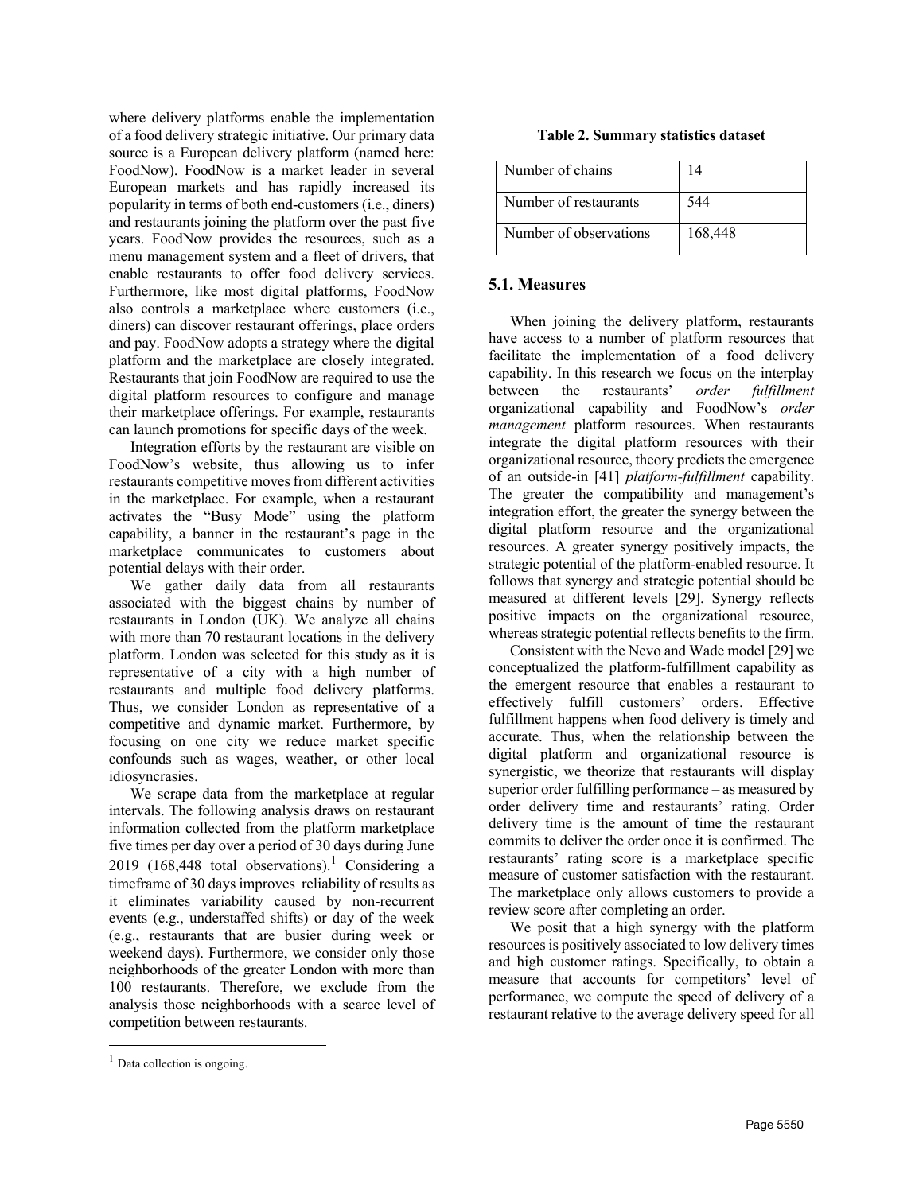where delivery platforms enable the implementation of a food delivery strategic initiative. Our primary data source is a European delivery platform (named here: FoodNow). FoodNow is a market leader in several European markets and has rapidly increased its popularity in terms of both end-customers (i.e., diners) and restaurants joining the platform over the past five years. FoodNow provides the resources, such as a menu management system and a fleet of drivers, that enable restaurants to offer food delivery services. Furthermore, like most digital platforms, FoodNow also controls a marketplace where customers (i.e., diners) can discover restaurant offerings, place orders and pay. FoodNow adopts a strategy where the digital platform and the marketplace are closely integrated. Restaurants that join FoodNow are required to use the digital platform resources to configure and manage their marketplace offerings. For example, restaurants can launch promotions for specific days of the week.

Integration efforts by the restaurant are visible on FoodNow's website, thus allowing us to infer restaurants competitive moves from different activities in the marketplace. For example, when a restaurant activates the "Busy Mode" using the platform capability, a banner in the restaurant's page in the marketplace communicates to customers about potential delays with their order.

We gather daily data from all restaurants associated with the biggest chains by number of restaurants in London (UK). We analyze all chains with more than 70 restaurant locations in the delivery platform. London was selected for this study as it is representative of a city with a high number of restaurants and multiple food delivery platforms. Thus, we consider London as representative of a competitive and dynamic market. Furthermore, by focusing on one city we reduce market specific confounds such as wages, weather, or other local idiosyncrasies.

We scrape data from the marketplace at regular intervals. The following analysis draws on restaurant information collected from the platform marketplace five times per day over a period of 30 days during June 2019 (168,448 total observations).[1] Considering a timeframe of 30 days improves reliability of results as it eliminates variability caused by non-recurrent events (e.g., understaffed shifts) or day of the week (e.g., restaurants that are busier during week or weekend days). Furthermore, we consider only those neighborhoods of the greater London with more than 100 restaurants. Therefore, we exclude from the analysis those neighborhoods with a scarce level of competition between restaurants.

[1] Data collection is ongoing.

**Table 2. Summary statistics dataset**

| Number of chains | 14 |
|---|---|
| Number of restaurants | 544 |
| Number of observations | 168,448 |

### 5.1. Measures

When joining the delivery platform, restaurants have access to a number of platform resources that facilitate the implementation of a food delivery capability. In this research we focus on the interplay between the restaurants' *order fulfillment* organizational capability and FoodNow's *order management* platform resources. When restaurants integrate the digital platform resources with their organizational resource, theory predicts the emergence of an outside-in [41] *platform-fulfillment* capability. The greater the compatibility and management's integration effort, the greater the synergy between the digital platform resource and the organizational resources. A greater synergy positively impacts, the strategic potential of the platform-enabled resource. It follows that synergy and strategic potential should be measured at different levels [29]. Synergy reflects positive impacts on the organizational resource, whereas strategic potential reflects benefits to the firm.

Consistent with the Nevo and Wade model [29] we conceptualized the platform-fulfillment capability as the emergent resource that enables a restaurant to effectively fulfill customers' orders. Effective fulfillment happens when food delivery is timely and accurate. Thus, when the relationship between the digital platform and organizational resource is synergistic, we theorize that restaurants will display superior order fulfilling performance – as measured by order delivery time and restaurants' rating. Order delivery time is the amount of time the restaurant commits to deliver the order once it is confirmed. The restaurants' rating score is a marketplace specific measure of customer satisfaction with the restaurant. The marketplace only allows customers to provide a review score after completing an order.

We posit that a high synergy with the platform resources is positively associated to low delivery times and high customer ratings. Specifically, to obtain a measure that accounts for competitors' level of performance, we compute the speed of delivery of a restaurant relative to the average delivery speed for all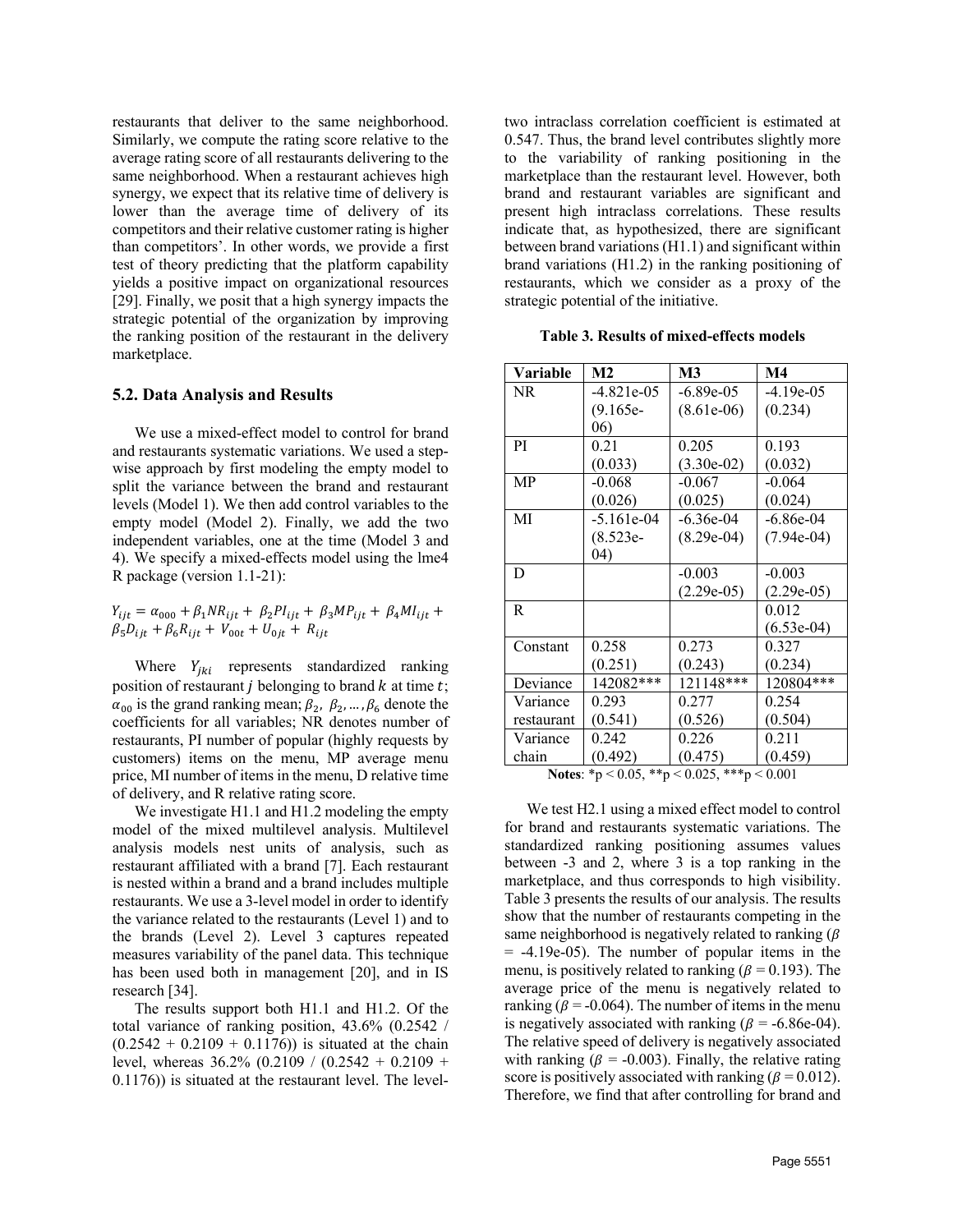restaurants that deliver to the same neighborhood. Similarly, we compute the rating score relative to the average rating score of all restaurants delivering to the same neighborhood. When a restaurant achieves high synergy, we expect that its relative time of delivery is lower than the average time of delivery of its competitors and their relative customer rating is higher than competitors'. In other words, we provide a first test of theory predicting that the platform capability yields a positive impact on organizational resources [29]. Finally, we posit that a high synergy impacts the strategic potential of the organization by improving the ranking position of the restaurant in the delivery marketplace.

### 5.2. Data Analysis and Results

We use a mixed-effect model to control for brand and restaurants systematic variations. We used a step-wise approach by first modeling the empty model to split the variance between the brand and restaurant levels (Model 1). We then add control variables to the empty model (Model 2). Finally, we add the two independent variables, one at the time (Model 3 and 4). We specify a mixed-effects model using the lme4 R package (version 1.1-21):

$$Y_{ijt} = \alpha_{000} + \beta_1 NR_{ijt} + \beta_2 PI_{ijt} + \beta_3 MP_{ijt} + \beta_4 MI_{ijt} + \beta_5 D_{ijt} + \beta_6 R_{ijt} + V_{00t} + U_{0jt} + R_{ijt}$$

Where $Y_{jki}$ represents standardized ranking position of restaurant $j$ belonging to brand $k$ at time $t$; $\alpha_{00}$ is the grand ranking mean; $\beta_2,\ \beta_2, \ldots, \beta_6$ denote the coefficients for all variables; NR denotes number of restaurants, PI number of popular (highly requests by customers) items on the menu, MP average menu price, MI number of items in the menu, D relative time of delivery, and R relative rating score.

We investigate H1.1 and H1.2 modeling the empty model of the mixed multilevel analysis. Multilevel analysis models nest units of analysis, such as restaurant affiliated with a brand [7]. Each restaurant is nested within a brand and a brand includes multiple restaurants. We use a 3-level model in order to identify the variance related to the restaurants (Level 1) and to the brands (Level 2). Level 3 captures repeated measures variability of the panel data. This technique has been used both in management [20], and in IS research [34].

The results support both H1.1 and H1.2. Of the total variance of ranking position, 43.6% (0.2542 / (0.2542 + 0.2109 + 0.1176)) is situated at the chain level, whereas 36.2% (0.2109 / (0.2542 + 0.2109 + 0.1176)) is situated at the restaurant level. The level-two intraclass correlation coefficient is estimated at 0.547. Thus, the brand level contributes slightly more to the variability of ranking positioning in the marketplace than the restaurant level. However, both brand and restaurant variables are significant and present high intraclass correlations. These results indicate that, as hypothesized, there are significant between brand variations (H1.1) and significant within brand variations (H1.2) in the ranking positioning of restaurants, which we consider as a proxy of the strategic potential of the initiative.

**Table 3. Results of mixed-effects models**

| Variable | M2 | M3 | M4 |
|---|---|---|---|
| NR | -4.821e-05 (9.165e-06) | -6.89e-05 (8.61e-06) | -4.19e-05 (0.234) |
| PI | 0.21 (0.033) | 0.205 (3.30e-02) | 0.193 (0.032) |
| MP | -0.068 (0.026) | -0.067 (0.025) | -0.064 (0.024) |
| MI | -5.161e-04 (8.523e-04) | -6.36e-04 (8.29e-04) | -6.86e-04 (7.94e-04) |
| D | | -0.003 (2.29e-05) | -0.003 (2.29e-05) |
| R | | | 0.012 (6.53e-04) |
| Constant | 0.258 (0.251) | 0.273 (0.243) | 0.327 (0.234) |
| Deviance | 142082*** | 121148*** | 120804*** |
| Variance restaurant | 0.293 (0.541) | 0.277 (0.526) | 0.254 (0.504) |
| Variance chain | 0.242 (0.492) | 0.226 (0.475) | 0.211 (0.459) |

**Notes**: \*$p < 0.05$, \*\*$p < 0.025$, \*\*\*$p < 0.001$

We test H2.1 using a mixed effect model to control for brand and restaurants systematic variations. The standardized ranking positioning assumes values between -3 and 2, where 3 is a top ranking in the marketplace, and thus corresponds to high visibility. Table 3 presents the results of our analysis. The results show that the number of restaurants competing in the same neighborhood is negatively related to ranking ($\beta$ = -4.19e-05). The number of popular items in the menu, is positively related to ranking ($\beta = 0.193$). The average price of the menu is negatively related to ranking ($\beta = -0.064$). The number of items in the menu is negatively associated with ranking ($\beta$ = -6.86e-04). The relative speed of delivery is negatively associated with ranking ($\beta = -0.003$). Finally, the relative rating score is positively associated with ranking ($\beta = 0.012$). Therefore, we find that after controlling for brand and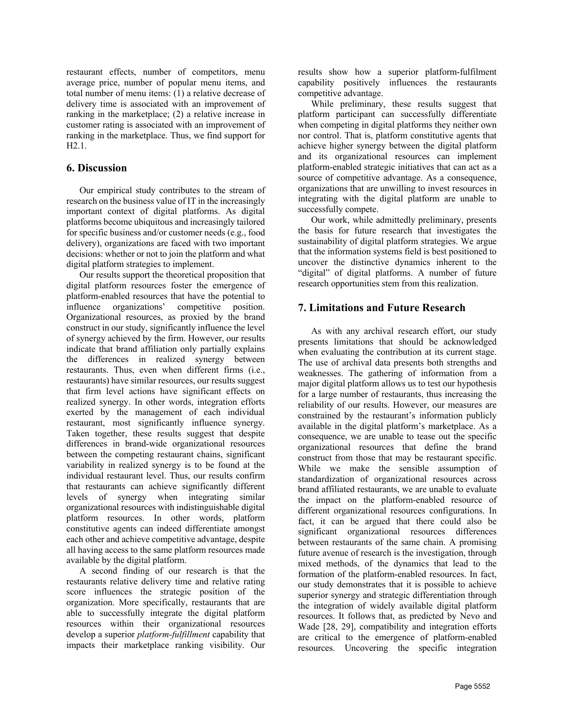restaurant effects, number of competitors, menu average price, number of popular menu items, and total number of menu items: (1) a relative decrease of delivery time is associated with an improvement of ranking in the marketplace; (2) a relative increase in customer rating is associated with an improvement of ranking in the marketplace. Thus, we find support for H2.1.

## 6. Discussion

Our empirical study contributes to the stream of research on the business value of IT in the increasingly important context of digital platforms. As digital platforms become ubiquitous and increasingly tailored for specific business and/or customer needs (e.g., food delivery), organizations are faced with two important decisions: whether or not to join the platform and what digital platform strategies to implement.

Our results support the theoretical proposition that digital platform resources foster the emergence of platform-enabled resources that have the potential to influence organizations' competitive position. Organizational resources, as proxied by the brand construct in our study, significantly influence the level of synergy achieved by the firm. However, our results indicate that brand affiliation only partially explains the differences in realized synergy between restaurants. Thus, even when different firms (i.e., restaurants) have similar resources, our results suggest that firm level actions have significant effects on realized synergy. In other words, integration efforts exerted by the management of each individual restaurant, most significantly influence synergy. Taken together, these results suggest that despite differences in brand-wide organizational resources between the competing restaurant chains, significant variability in realized synergy is to be found at the individual restaurant level. Thus, our results confirm that restaurants can achieve significantly different levels of synergy when integrating similar organizational resources with indistinguishable digital platform resources. In other words, platform constitutive agents can indeed differentiate amongst each other and achieve competitive advantage, despite all having access to the same platform resources made available by the digital platform.

A second finding of our research is that the restaurants relative delivery time and relative rating score influences the strategic position of the organization. More specifically, restaurants that are able to successfully integrate the digital platform resources within their organizational resources develop a superior *platform-fulfillment* capability that impacts their marketplace ranking visibility. Our results show how a superior platform-fulfilment capability positively influences the restaurants competitive advantage.

While preliminary, these results suggest that platform participant can successfully differentiate when competing in digital platforms they neither own nor control. That is, platform constitutive agents that achieve higher synergy between the digital platform and its organizational resources can implement platform-enabled strategic initiatives that can act as a source of competitive advantage. As a consequence, organizations that are unwilling to invest resources in integrating with the digital platform are unable to successfully compete.

Our work, while admittedly preliminary, presents the basis for future research that investigates the sustainability of digital platform strategies. We argue that the information systems field is best positioned to uncover the distinctive dynamics inherent to the "digital" of digital platforms. A number of future research opportunities stem from this realization.

## 7. Limitations and Future Research

As with any archival research effort, our study presents limitations that should be acknowledged when evaluating the contribution at its current stage. The use of archival data presents both strengths and weaknesses. The gathering of information from a major digital platform allows us to test our hypothesis for a large number of restaurants, thus increasing the reliability of our results. However, our measures are constrained by the restaurant's information publicly available in the digital platform's marketplace. As a consequence, we are unable to tease out the specific organizational resources that define the brand construct from those that may be restaurant specific. While we make the sensible assumption of standardization of organizational resources across brand affiliated restaurants, we are unable to evaluate the impact on the platform-enabled resource of different organizational resources configurations. In fact, it can be argued that there could also be significant organizational resources differences between restaurants of the same chain. A promising future avenue of research is the investigation, through mixed methods, of the dynamics that lead to the formation of the platform-enabled resources. In fact, our study demonstrates that it is possible to achieve superior synergy and strategic differentiation through the integration of widely available digital platform resources. It follows that, as predicted by Nevo and Wade [28, 29], compatibility and integration efforts are critical to the emergence of platform-enabled resources. Uncovering the specific integration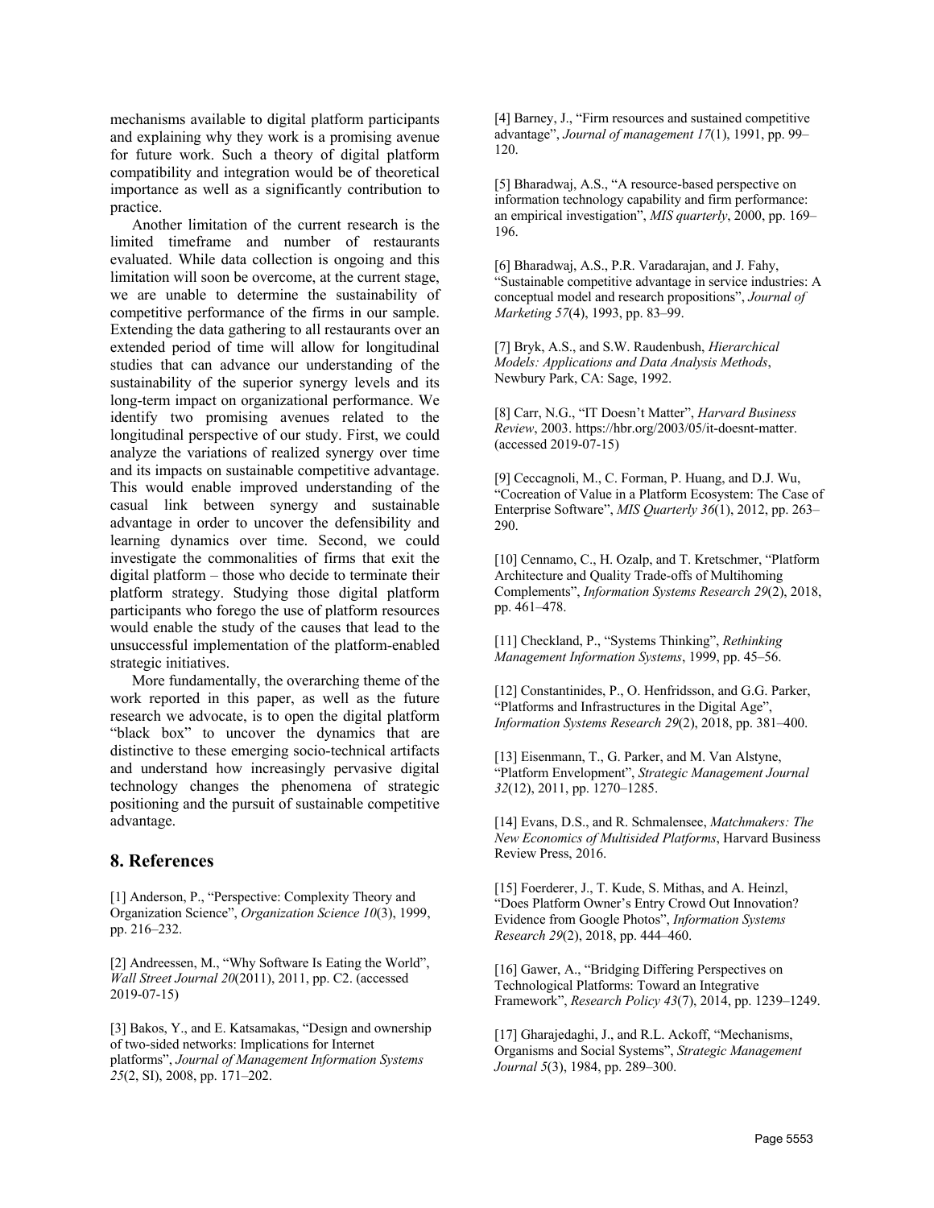mechanisms available to digital platform participants and explaining why they work is a promising avenue for future work. Such a theory of digital platform compatibility and integration would be of theoretical importance as well as a significantly contribution to practice.

Another limitation of the current research is the limited timeframe and number of restaurants evaluated. While data collection is ongoing and this limitation will soon be overcome, at the current stage, we are unable to determine the sustainability of competitive performance of the firms in our sample. Extending the data gathering to all restaurants over an extended period of time will allow for longitudinal studies that can advance our understanding of the sustainability of the superior synergy levels and its long-term impact on organizational performance. We identify two promising avenues related to the longitudinal perspective of our study. First, we could analyze the variations of realized synergy over time and its impacts on sustainable competitive advantage. This would enable improved understanding of the casual link between synergy and sustainable advantage in order to uncover the defensibility and learning dynamics over time. Second, we could investigate the commonalities of firms that exit the digital platform – those who decide to terminate their platform strategy. Studying those digital platform participants who forego the use of platform resources would enable the study of the causes that lead to the unsuccessful implementation of the platform-enabled strategic initiatives.

More fundamentally, the overarching theme of the work reported in this paper, as well as the future research we advocate, is to open the digital platform "black box" to uncover the dynamics that are distinctive to these emerging socio-technical artifacts and understand how increasingly pervasive digital technology changes the phenomena of strategic positioning and the pursuit of sustainable competitive advantage.

## 8. References

[1] Anderson, P., "Perspective: Complexity Theory and Organization Science", *Organization Science 10*(3), 1999, pp. 216–232.

[2] Andreessen, M., "Why Software Is Eating the World", *Wall Street Journal 20*(2011), 2011, pp. C2. (accessed 2019-07-15)

[3] Bakos, Y., and E. Katsamakas, "Design and ownership of two-sided networks: Implications for Internet platforms", *Journal of Management Information Systems 25*(2, SI), 2008, pp. 171–202.

[4] Barney, J., "Firm resources and sustained competitive advantage", *Journal of management 17*(1), 1991, pp. 99–120.

[5] Bharadwaj, A.S., "A resource-based perspective on information technology capability and firm performance: an empirical investigation", *MIS quarterly*, 2000, pp. 169–196.

[6] Bharadwaj, A.S., P.R. Varadarajan, and J. Fahy, "Sustainable competitive advantage in service industries: A conceptual model and research propositions", *Journal of Marketing 57*(4), 1993, pp. 83–99.

[7] Bryk, A.S., and S.W. Raudenbush, *Hierarchical Models: Applications and Data Analysis Methods*, Newbury Park, CA: Sage, 1992.

[8] Carr, N.G., "IT Doesn't Matter", *Harvard Business Review*, 2003. https://hbr.org/2003/05/it-doesnt-matter. (accessed 2019-07-15)

[9] Ceccagnoli, M., C. Forman, P. Huang, and D.J. Wu, "Cocreation of Value in a Platform Ecosystem: The Case of Enterprise Software", *MIS Quarterly 36*(1), 2012, pp. 263–290.

[10] Cennamo, C., H. Ozalp, and T. Kretschmer, "Platform Architecture and Quality Trade-offs of Multihoming Complements", *Information Systems Research 29*(2), 2018, pp. 461–478.

[11] Checkland, P., "Systems Thinking", *Rethinking Management Information Systems*, 1999, pp. 45–56.

[12] Constantinides, P., O. Henfridsson, and G.G. Parker, "Platforms and Infrastructures in the Digital Age", *Information Systems Research 29*(2), 2018, pp. 381–400.

[13] Eisenmann, T., G. Parker, and M. Van Alstyne, "Platform Envelopment", *Strategic Management Journal 32*(12), 2011, pp. 1270–1285.

[14] Evans, D.S., and R. Schmalensee, *Matchmakers: The New Economics of Multisided Platforms*, Harvard Business Review Press, 2016.

[15] Foerderer, J., T. Kude, S. Mithas, and A. Heinzl, "Does Platform Owner's Entry Crowd Out Innovation? Evidence from Google Photos", *Information Systems Research 29*(2), 2018, pp. 444–460.

[16] Gawer, A., "Bridging Differing Perspectives on Technological Platforms: Toward an Integrative Framework", *Research Policy 43*(7), 2014, pp. 1239–1249.

[17] Gharajedaghi, J., and R.L. Ackoff, "Mechanisms, Organisms and Social Systems", *Strategic Management Journal 5*(3), 1984, pp. 289–300.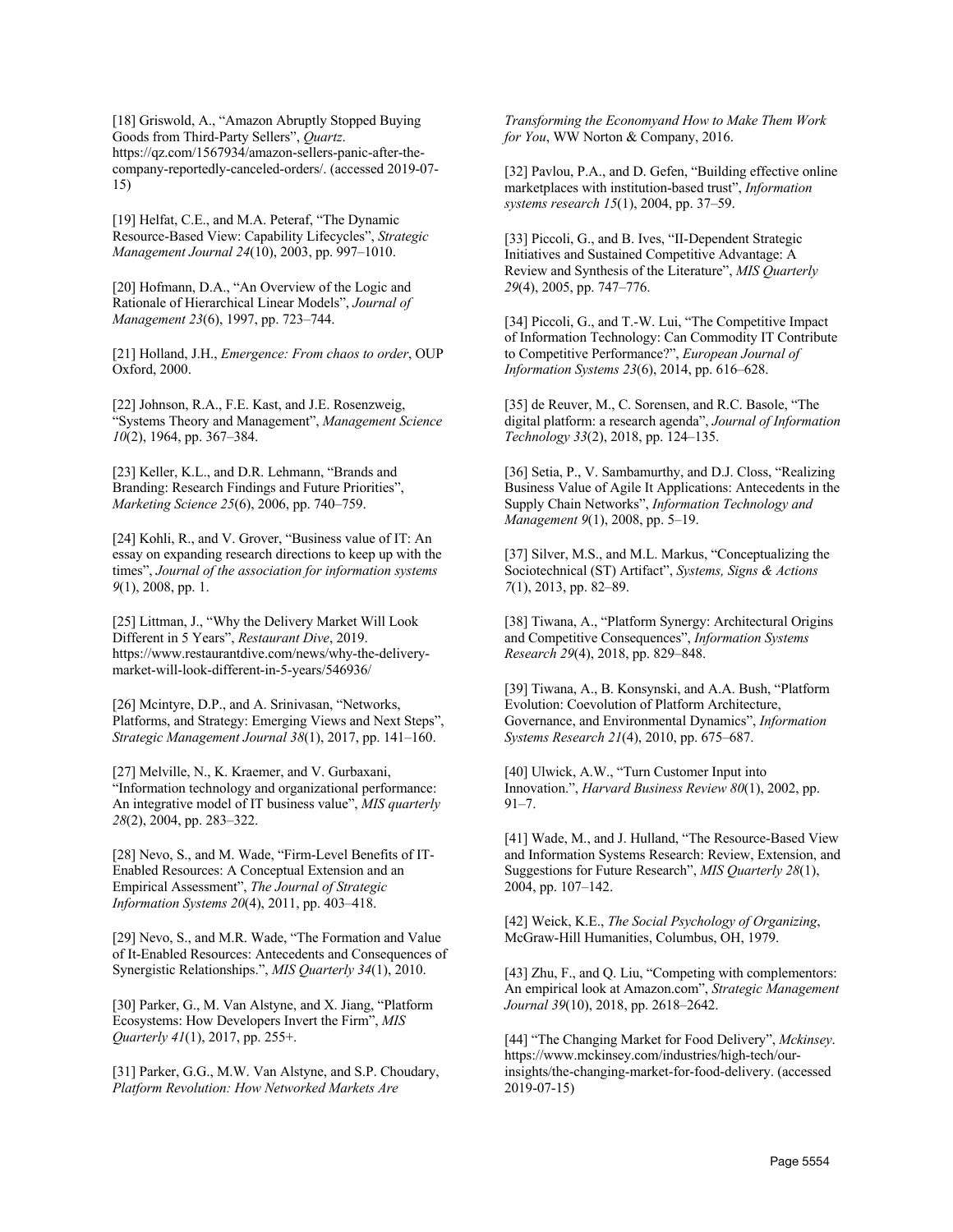[18] Griswold, A., “Amazon Abruptly Stopped Buying Goods from Third-Party Sellers”, *Quartz*. https://qz.com/1567934/amazon-sellers-panic-after-the-company-reportedly-canceled-orders/. (accessed 2019-07-15)

[19] Helfat, C.E., and M.A. Peteraf, “The Dynamic Resource-Based View: Capability Lifecycles”, *Strategic Management Journal 24*(10), 2003, pp. 997–1010.

[20] Hofmann, D.A., “An Overview of the Logic and Rationale of Hierarchical Linear Models”, *Journal of Management 23*(6), 1997, pp. 723–744.

[21] Holland, J.H., *Emergence: From chaos to order*, OUP Oxford, 2000.

[22] Johnson, R.A., F.E. Kast, and J.E. Rosenzweig, “Systems Theory and Management”, *Management Science 10*(2), 1964, pp. 367–384.

[23] Keller, K.L., and D.R. Lehmann, “Brands and Branding: Research Findings and Future Priorities”, *Marketing Science 25*(6), 2006, pp. 740–759.

[24] Kohli, R., and V. Grover, “Business value of IT: An essay on expanding research directions to keep up with the times”, *Journal of the association for information systems 9*(1), 2008, pp. 1.

[25] Littman, J., “Why the Delivery Market Will Look Different in 5 Years”, *Restaurant Dive*, 2019. https://www.restaurantdive.com/news/why-the-delivery-market-will-look-different-in-5-years/546936/

[26] Mcintyre, D.P., and A. Srinivasan, “Networks, Platforms, and Strategy: Emerging Views and Next Steps”, *Strategic Management Journal 38*(1), 2017, pp. 141–160.

[27] Melville, N., K. Kraemer, and V. Gurbaxani, “Information technology and organizational performance: An integrative model of IT business value”, *MIS quarterly 28*(2), 2004, pp. 283–322.

[28] Nevo, S., and M. Wade, “Firm-Level Benefits of IT-Enabled Resources: A Conceptual Extension and an Empirical Assessment”, *The Journal of Strategic Information Systems 20*(4), 2011, pp. 403–418.

[29] Nevo, S., and M.R. Wade, “The Formation and Value of It-Enabled Resources: Antecedents and Consequences of Synergistic Relationships.”, *MIS Quarterly 34*(1), 2010.

[30] Parker, G., M. Van Alstyne, and X. Jiang, “Platform Ecosystems: How Developers Invert the Firm”, *MIS Quarterly 41*(1), 2017, pp. 255+.

[31] Parker, G.G., M.W. Van Alstyne, and S.P. Choudary, *Platform Revolution: How Networked Markets Are Transforming the Economyand How to Make Them Work for You*, WW Norton & Company, 2016.

[32] Pavlou, P.A., and D. Gefen, “Building effective online marketplaces with institution-based trust”, *Information systems research 15*(1), 2004, pp. 37–59.

[33] Piccoli, G., and B. Ives, “II-Dependent Strategic Initiatives and Sustained Competitive Advantage: A Review and Synthesis of the Literature”, *MIS Quarterly 29*(4), 2005, pp. 747–776.

[34] Piccoli, G., and T.-W. Lui, “The Competitive Impact of Information Technology: Can Commodity IT Contribute to Competitive Performance?”, *European Journal of Information Systems 23*(6), 2014, pp. 616–628.

[35] de Reuver, M., C. Sorensen, and R.C. Basole, “The digital platform: a research agenda”, *Journal of Information Technology 33*(2), 2018, pp. 124–135.

[36] Setia, P., V. Sambamurthy, and D.J. Closs, “Realizing Business Value of Agile It Applications: Antecedents in the Supply Chain Networks”, *Information Technology and Management 9*(1), 2008, pp. 5–19.

[37] Silver, M.S., and M.L. Markus, “Conceptualizing the Sociotechnical (ST) Artifact”, *Systems, Signs & Actions 7*(1), 2013, pp. 82–89.

[38] Tiwana, A., “Platform Synergy: Architectural Origins and Competitive Consequences”, *Information Systems Research 29*(4), 2018, pp. 829–848.

[39] Tiwana, A., B. Konsynski, and A.A. Bush, “Platform Evolution: Coevolution of Platform Architecture, Governance, and Environmental Dynamics”, *Information Systems Research 21*(4), 2010, pp. 675–687.

[40] Ulwick, A.W., “Turn Customer Input into Innovation.”, *Harvard Business Review 80*(1), 2002, pp. 91–7.

[41] Wade, M., and J. Hulland, “The Resource-Based View and Information Systems Research: Review, Extension, and Suggestions for Future Research”, *MIS Quarterly 28*(1), 2004, pp. 107–142.

[42] Weick, K.E., *The Social Psychology of Organizing*, McGraw-Hill Humanities, Columbus, OH, 1979.

[43] Zhu, F., and Q. Liu, “Competing with complementors: An empirical look at Amazon.com”, *Strategic Management Journal 39*(10), 2018, pp. 2618–2642.

[44] “The Changing Market for Food Delivery”, *Mckinsey*. https://www.mckinsey.com/industries/high-tech/our-insights/the-changing-market-for-food-delivery. (accessed 2019-07-15)